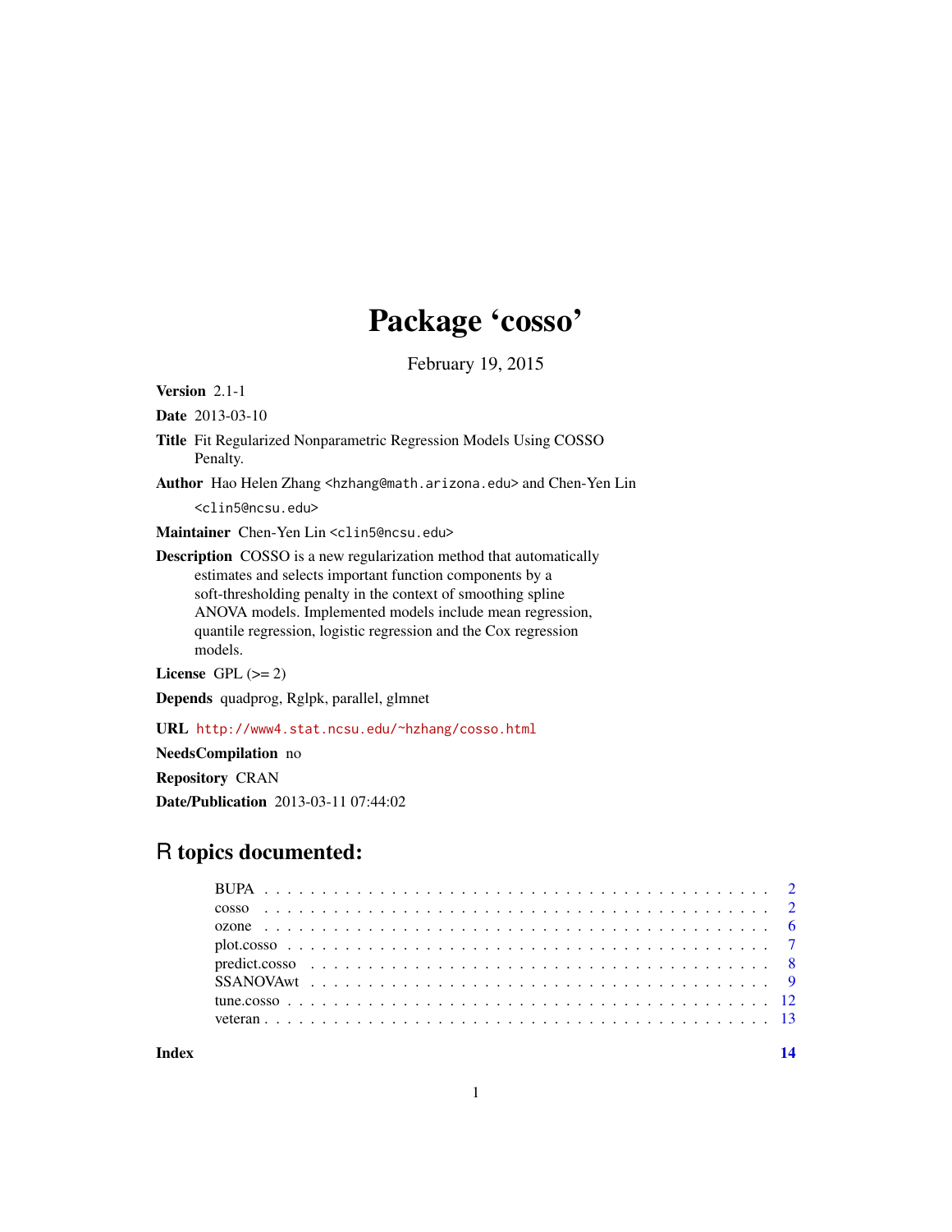# Package 'cosso'

February 19, 2015

**Version** 2.1-1

**Date** 2013-03-10

**Title** Fit Regularized Nonparametric Regression Models Using COSSO Penalty.

**Author** Hao Helen Zhang <hzhang@math.arizona.edu> and Chen-Yen Lin <clin5@ncsu.edu>

**Maintainer** Chen-Yen Lin <clin5@ncsu.edu>

**Description** COSSO is a new regularization method that automatically estimates and selects important function components by a soft-thresholding penalty in the context of smoothing spline ANOVA models. Implemented models include mean regression, quantile regression, logistic regression and the Cox regression models.

**License** GPL (>= 2)

**Depends** quadprog, Rglpk, parallel, glmnet

**URL** http://www4.stat.ncsu.edu/~hzhang/cosso.html

**NeedsCompilation** no

**Repository** CRAN

**Date/Publication** 2013-03-11 07:44:02

## R topics documented:

| | |
|---|---|
| BUPA | 2 |
| cosso | 2 |
| ozone | 6 |
| plot.cosso | 7 |
| predict.cosso | 8 |
| SSANOVAwt | 9 |
| tune.cosso | 12 |
| veteran | 13 |
| **Index** | **14** |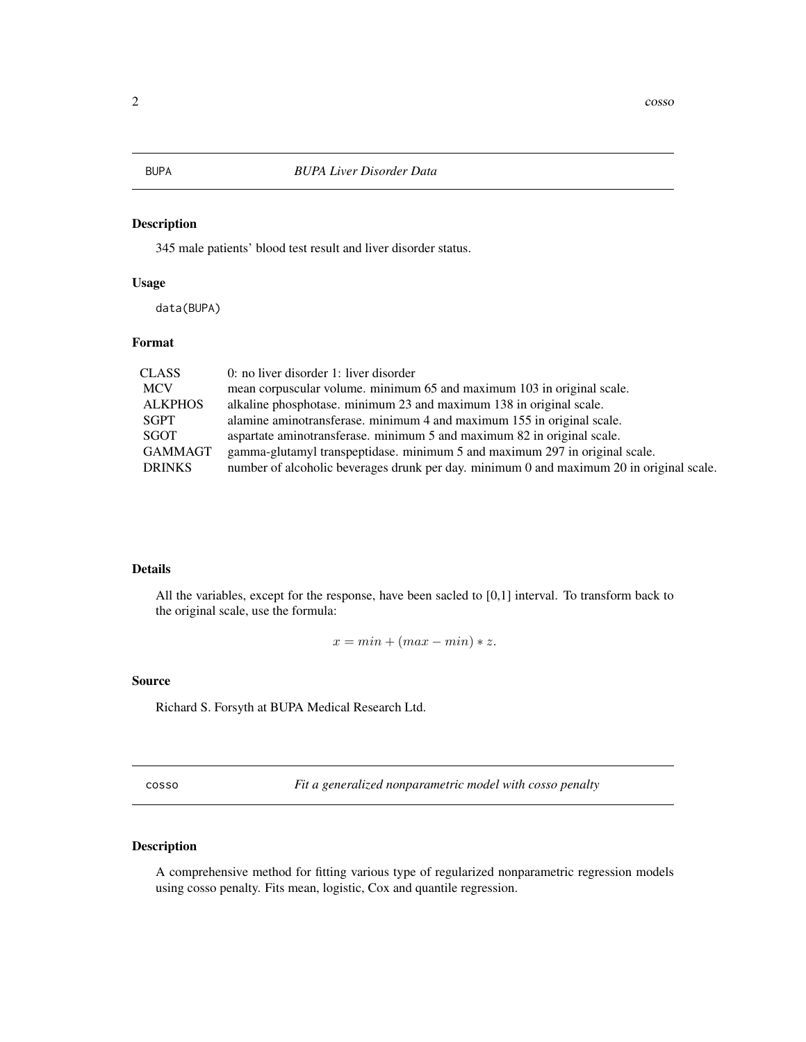## BUPA — *BUPA Liver Disorder Data*

### Description

345 male patients' blood test result and liver disorder status.

### Usage

```
data(BUPA)
```

### Format

| | |
|---|---|
| CLASS | 0: no liver disorder 1: liver disorder |
| MCV | mean corpuscular volume. minimum 65 and maximum 103 in original scale. |
| ALKPHOS | alkaline phosphotase. minimum 23 and maximum 138 in original scale. |
| SGPT | alamine aminotransferase. minimum 4 and maximum 155 in original scale. |
| SGOT | aspartate aminotransferase. minimum 5 and maximum 82 in original scale. |
| GAMMAGT | gamma-glutamyl transpeptidase. minimum 5 and maximum 297 in original scale. |
| DRINKS | number of alcoholic beverages drunk per day. minimum 0 and maximum 20 in original scale. |

### Details

All the variables, except for the response, have been sacled to [0,1] interval. To transform back to the original scale, use the formula:

$$x = min + (max - min) * z.$$

### Source

Richard S. Forsyth at BUPA Medical Research Ltd.

## cosso — *Fit a generalized nonparametric model with cosso penalty*

### Description

A comprehensive method for fitting various type of regularized nonparametric regression models using cosso penalty. Fits mean, logistic, Cox and quantile regression.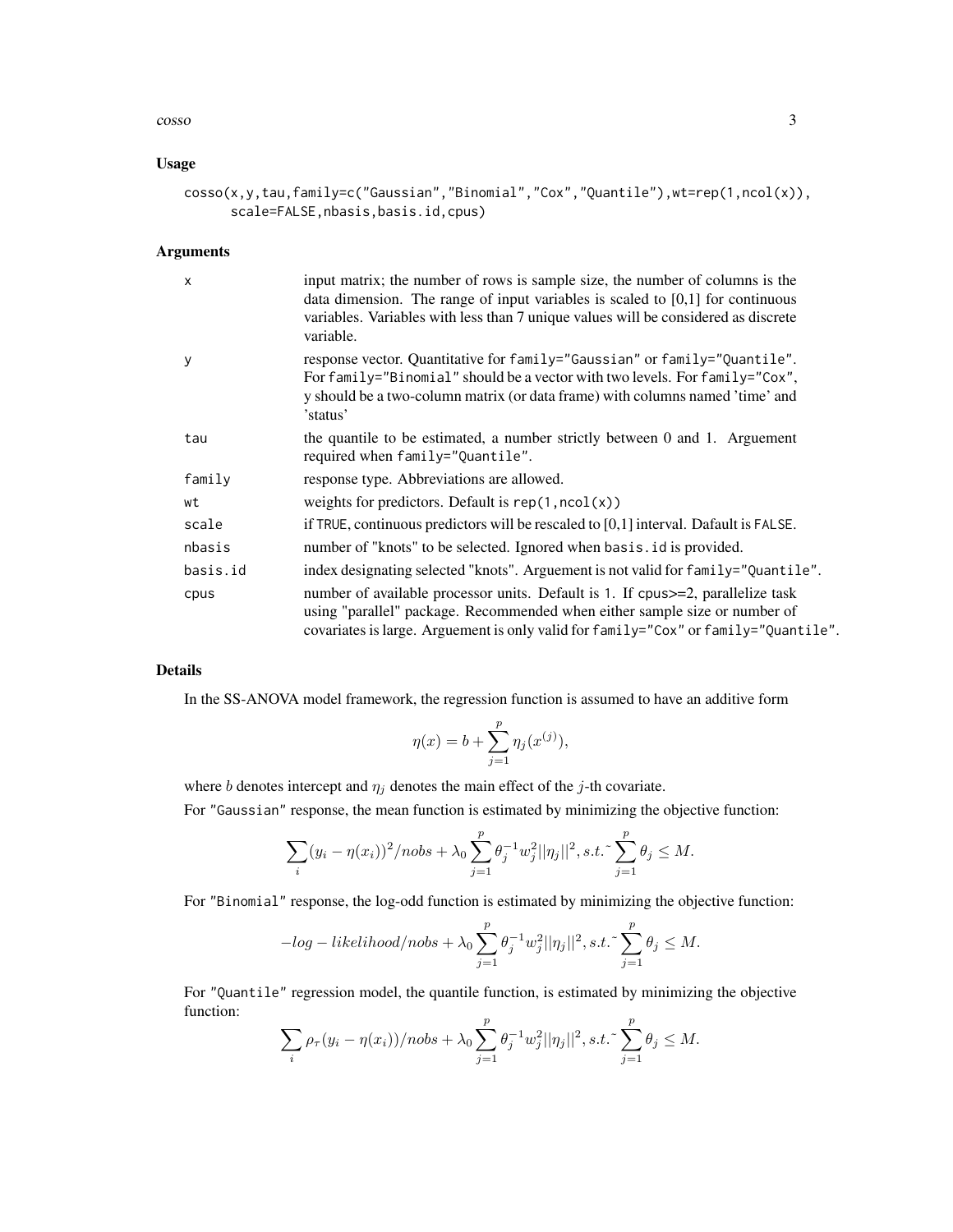## Usage

```
cosso(x,y,tau,family=c("Gaussian","Binomial","Cox","Quantile"),wt=rep(1,ncol(x)),
      scale=FALSE,nbasis,basis.id,cpus)
```

## Arguments

| | |
|---|---|
| x | input matrix; the number of rows is sample size, the number of columns is the data dimension. The range of input variables is scaled to [0,1] for continuous variables. Variables with less than 7 unique values will be considered as discrete variable. |
| y | response vector. Quantitative for `family="Gaussian"` or `family="Quantile"`. For `family="Binomial"` should be a vector with two levels. For `family="Cox"`, y should be a two-column matrix (or data frame) with columns named 'time' and 'status' |
| tau | the quantile to be estimated, a number strictly between 0 and 1. Arguement required when `family="Quantile"`. |
| family | response type. Abbreviations are allowed. |
| wt | weights for predictors. Default is `rep(1,ncol(x))` |
| scale | if `TRUE`, continuous predictors will be rescaled to [0,1] interval. Dafault is `FALSE`. |
| nbasis | number of "knots" to be selected. Ignored when `basis.id` is provided. |
| basis.id | index designating selected "knots". Arguement is not valid for `family="Quantile"`. |
| cpus | number of available processor units. Default is 1. If cpus>=2, parallelize task using "parallel" package. Recommended when either sample size or number of covariates is large. Arguement is only valid for `family="Cox"` or `family="Quantile"`. |

## Details

In the SS-ANOVA model framework, the regression function is assumed to have an additive form

$$\eta(x) = b + \sum_{j=1}^{p} \eta_j(x^{(j)}),$$

where $b$ denotes intercept and $\eta_j$ denotes the main effect of the $j$-th covariate.

For "Gaussian" response, the mean function is estimated by minimizing the objective function:

$$\sum_i (y_i - \eta(x_i))^2/nobs + \lambda_0 \sum_{j=1}^{p} \theta_j^{-1} w_j^2 ||\eta_j||^2, s.t.\tilde{} \sum_{j=1}^{p} \theta_j \leq M.$$

For "Binomial" response, the log-odd function is estimated by minimizing the objective function:

$$-log-likelihood/nobs + \lambda_0 \sum_{j=1}^{p} \theta_j^{-1} w_j^2 ||\eta_j||^2, s.t.\tilde{} \sum_{j=1}^{p} \theta_j \leq M.$$

For "Quantile" regression model, the quantile function, is estimated by minimizing the objective function:

$$\sum_i \rho_\tau(y_i - \eta(x_i))/nobs + \lambda_0 \sum_{j=1}^{p} \theta_j^{-1} w_j^2 ||\eta_j||^2, s.t.\tilde{} \sum_{j=1}^{p} \theta_j \leq M.$$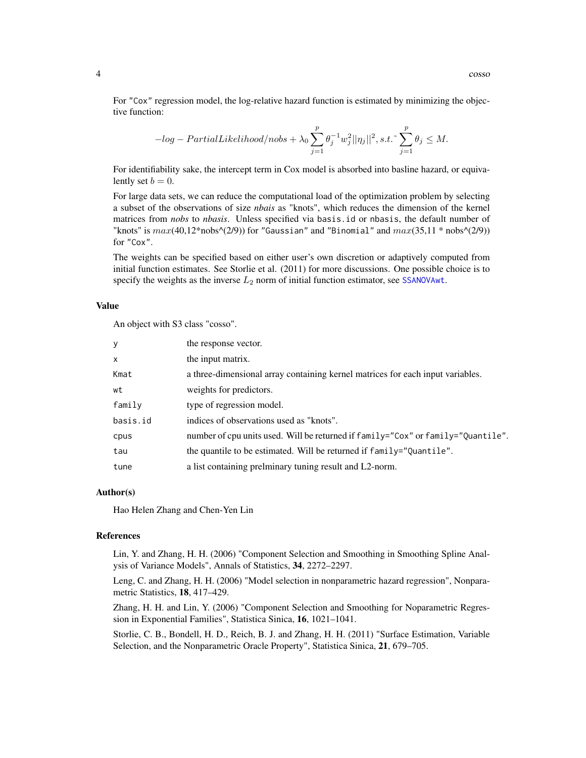For "Cox" regression model, the log-relative hazard function is estimated by minimizing the objective function:

$$-log - PartialLikelihood/nobs + \lambda_0 \sum_{j=1}^{p} \theta_j^{-1} w_j^2 ||\eta_j||^2, s.t.\tilde{} \sum_{j=1}^{p} \theta_j \leq M.$$

For identifiability sake, the intercept term in Cox model is absorbed into basline hazard, or equivalently set $b = 0$.

For large data sets, we can reduce the computational load of the optimization problem by selecting a subset of the observations of size *nbais* as "knots", which reduces the dimension of the kernel matrices from *nobs* to *nbasis*. Unless specified via `basis.id` or `nbasis`, the default number of "knots" is $max$(40,12*nobs^(2/9)) for "Gaussian" and "Binomial" and $max$(35,11 * nobs^(2/9)) for "Cox".

The weights can be specified based on either user's own discretion or adaptively computed from initial function estimates. See Storlie et al. (2011) for more discussions. One possible choice is to specify the weights as the inverse $L_2$ norm of initial function estimator, see `SSANOVAwt`.

## Value

An object with S3 class "cosso".

| | |
|---|---|
| `y` | the response vector. |
| `x` | the input matrix. |
| `Kmat` | a three-dimensional array containing kernel matrices for each input variables. |
| `wt` | weights for predictors. |
| `family` | type of regression model. |
| `basis.id` | indices of observations used as "knots". |
| `cpus` | number of cpu units used. Will be returned if `family="Cox"` or `family="Quantile"`. |
| `tau` | the quantile to be estimated. Will be returned if `family="Quantile"`. |
| `tune` | a list containing prelminary tuning result and L2-norm. |

## Author(s)

Hao Helen Zhang and Chen-Yen Lin

## References

Lin, Y. and Zhang, H. H. (2006) "Component Selection and Smoothing in Smoothing Spline Analysis of Variance Models", Annals of Statistics, **34**, 2272–2297.

Leng, C. and Zhang, H. H. (2006) "Model selection in nonparametric hazard regression", Nonparametric Statistics, **18**, 417–429.

Zhang, H. H. and Lin, Y. (2006) "Component Selection and Smoothing for Noparametric Regression in Exponential Families", Statistica Sinica, **16**, 1021–1041.

Storlie, C. B., Bondell, H. D., Reich, B. J. and Zhang, H. H. (2011) "Surface Estimation, Variable Selection, and the Nonparametric Oracle Property", Statistica Sinica, **21**, 679–705.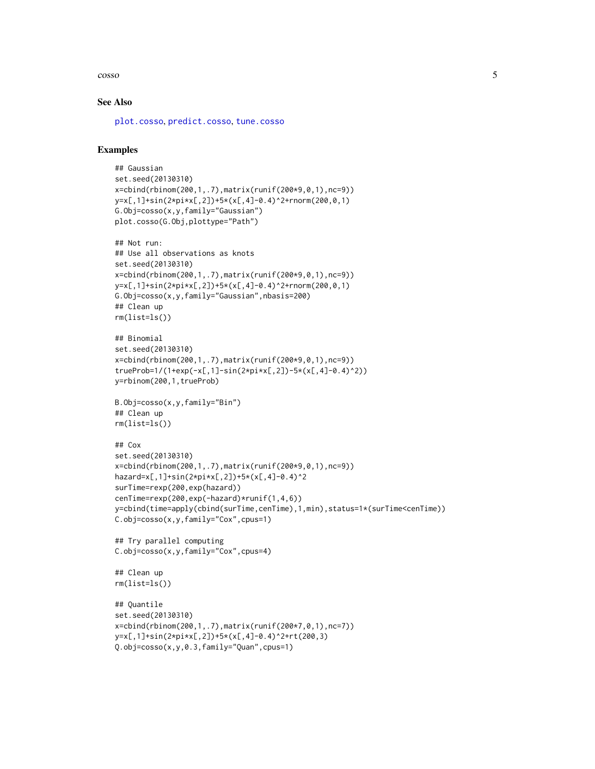## See Also

plot.cosso, predict.cosso, tune.cosso

## Examples

```
## Gaussian
set.seed(20130310)
x=cbind(rbinom(200,1,.7),matrix(runif(200*9,0,1),nc=9))
y=x[,1]+sin(2*pi*x[,2])+5*(x[,4]-0.4)^2+rnorm(200,0,1)
G.Obj=cosso(x,y,family="Gaussian")
plot.cosso(G.Obj,plottype="Path")

## Not run:
## Use all observations as knots
set.seed(20130310)
x=cbind(rbinom(200,1,.7),matrix(runif(200*9,0,1),nc=9))
y=x[,1]+sin(2*pi*x[,2])+5*(x[,4]-0.4)^2+rnorm(200,0,1)
G.Obj=cosso(x,y,family="Gaussian",nbasis=200)
## Clean up
rm(list=ls())

## Binomial
set.seed(20130310)
x=cbind(rbinom(200,1,.7),matrix(runif(200*9,0,1),nc=9))
trueProb=1/(1+exp(-x[,1]-sin(2*pi*x[,2])-5*(x[,4]-0.4)^2))
y=rbinom(200,1,trueProb)

B.Obj=cosso(x,y,family="Bin")
## Clean up
rm(list=ls())

## Cox
set.seed(20130310)
x=cbind(rbinom(200,1,.7),matrix(runif(200*9,0,1),nc=9))
hazard=x[,1]+sin(2*pi*x[,2])+5*(x[,4]-0.4)^2
surTime=rexp(200,exp(hazard))
cenTime=rexp(200,exp(-hazard)*runif(1,4,6))
y=cbind(time=apply(cbind(surTime,cenTime),1,min),status=1*(surTime<cenTime))
C.obj=cosso(x,y,family="Cox",cpus=1)

## Try parallel computing
C.obj=cosso(x,y,family="Cox",cpus=4)

## Clean up
rm(list=ls())

## Quantile
set.seed(20130310)
x=cbind(rbinom(200,1,.7),matrix(runif(200*7,0,1),nc=7))
y=x[,1]+sin(2*pi*x[,2])+5*(x[,4]-0.4)^2+rt(200,3)
Q.obj=cosso(x,y,0.3,family="Quan",cpus=1)
```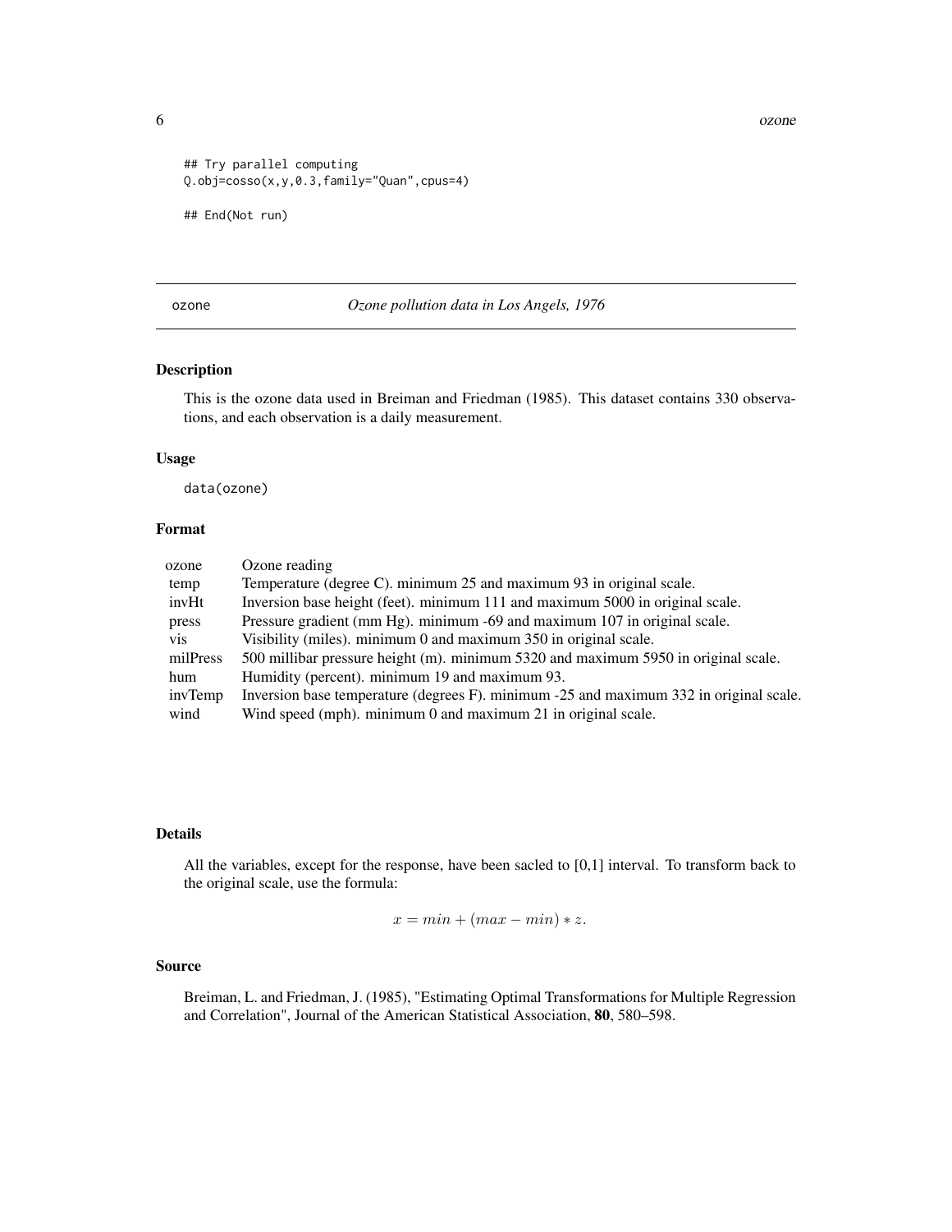```
## Try parallel computing
Q.obj=cosso(x,y,0.3,family="Quan",cpus=4)

## End(Not run)
```

---

## ozone — *Ozone pollution data in Los Angels, 1976*

### Description

This is the ozone data used in Breiman and Friedman (1985). This dataset contains 330 observations, and each observation is a daily measurement.

### Usage

```
data(ozone)
```

### Format

| | |
|---|---|
| ozone | Ozone reading |
| temp | Temperature (degree C). minimum 25 and maximum 93 in original scale. |
| invHt | Inversion base height (feet). minimum 111 and maximum 5000 in original scale. |
| press | Pressure gradient (mm Hg). minimum -69 and maximum 107 in original scale. |
| vis | Visibility (miles). minimum 0 and maximum 350 in original scale. |
| milPress | 500 millibar pressure height (m). minimum 5320 and maximum 5950 in original scale. |
| hum | Humidity (percent). minimum 19 and maximum 93. |
| invTemp | Inversion base temperature (degrees F). minimum -25 and maximum 332 in original scale. |
| wind | Wind speed (mph). minimum 0 and maximum 21 in original scale. |

### Details

All the variables, except for the response, have been sacled to [0,1] interval. To transform back to the original scale, use the formula:

$$x = min + (max - min) * z.$$

### Source

Breiman, L. and Friedman, J. (1985), "Estimating Optimal Transformations for Multiple Regression and Correlation", Journal of the American Statistical Association, **80**, 580–598.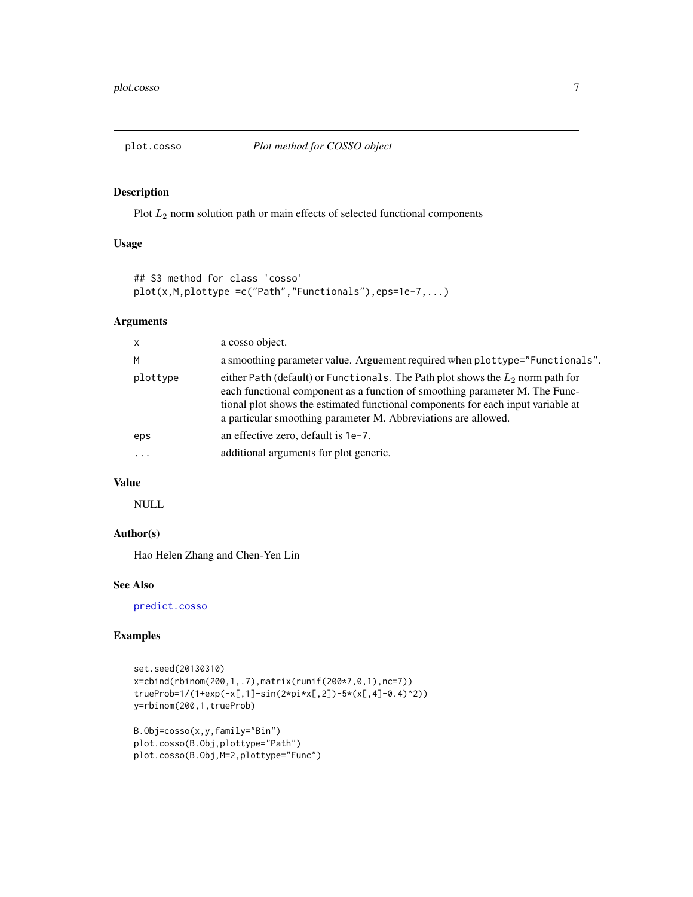# plot.cosso — *Plot method for COSSO object*

## Description

Plot $L_2$ norm solution path or main effects of selected functional components

## Usage

```
## S3 method for class 'cosso'
plot(x,M,plottype =c("Path","Functionals"),eps=1e-7,...)
```

## Arguments

| | |
|---|---|
| x | a cosso object. |
| M | a smoothing parameter value. Arguement required when plottype="Functionals". |
| plottype | either Path (default) or Functionals. The Path plot shows the $L_2$ norm path for each functional component as a function of smoothing parameter M. The Functional plot shows the estimated functional components for each input variable at a particular smoothing parameter M. Abbreviations are allowed. |
| eps | an effective zero, default is 1e-7. |
| ... | additional arguments for plot generic. |

## Value

NULL

## Author(s)

Hao Helen Zhang and Chen-Yen Lin

## See Also

predict.cosso

## Examples

```
set.seed(20130310)
x=cbind(rbinom(200,1,.7),matrix(runif(200*7,0,1),nc=7))
trueProb=1/(1+exp(-x[,1]-sin(2*pi*x[,2])-5*(x[,4]-0.4)^2))
y=rbinom(200,1,trueProb)

B.Obj=cosso(x,y,family="Bin")
plot.cosso(B.Obj,plottype="Path")
plot.cosso(B.Obj,M=2,plottype="Func")
```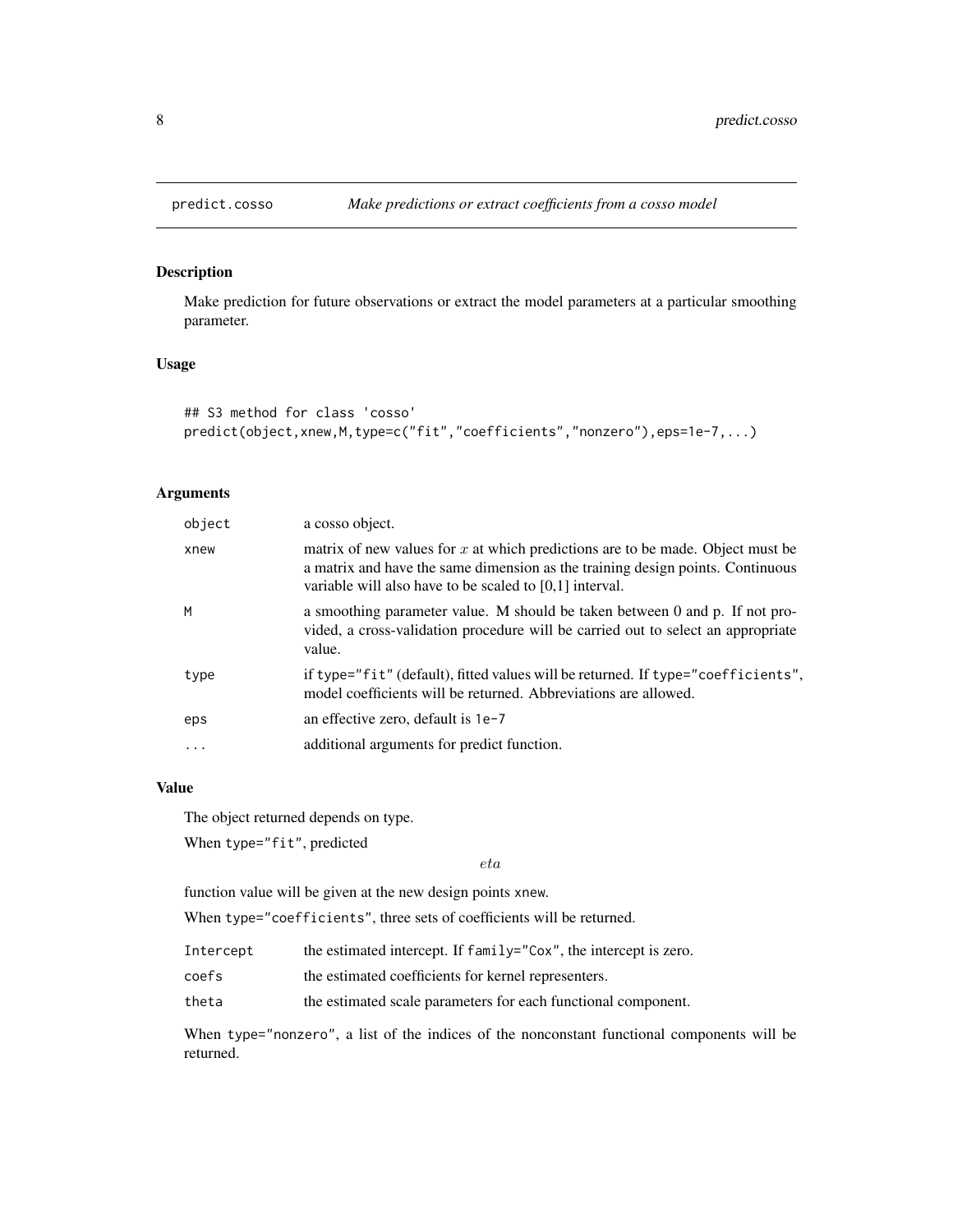# predict.cosso — *Make predictions or extract coefficients from a cosso model*

## Description

Make prediction for future observations or extract the model parameters at a particular smoothing parameter.

## Usage

```
## S3 method for class 'cosso'
predict(object,xnew,M,type=c("fit","coefficients","nonzero"),eps=1e-7,...)
```

## Arguments

| | |
|---|---|
| object | a cosso object. |
| xnew | matrix of new values for $x$ at which predictions are to be made. Object must be a matrix and have the same dimension as the training design points. Continuous variable will also have to be scaled to [0,1] interval. |
| M | a smoothing parameter value. M should be taken between 0 and p. If not provided, a cross-validation procedure will be carried out to select an appropriate value. |
| type | if `type="fit"` (default), fitted values will be returned. If `type="coefficients"`, model coefficients will be returned. Abbreviations are allowed. |
| eps | an effective zero, default is `1e-7` |
| ... | additional arguments for predict function. |

## Value

The object returned depends on type.

When `type="fit"`, predicted

$$eta$$

function value will be given at the new design points `xnew`.

When `type="coefficients"`, three sets of coefficients will be returned.

| | |
|---|---|
| Intercept | the estimated intercept. If `family="Cox"`, the intercept is zero. |
| coefs | the estimated coefficients for kernel representers. |
| theta | the estimated scale parameters for each functional component. |

When `type="nonzero"`, a list of the indices of the nonconstant functional components will be returned.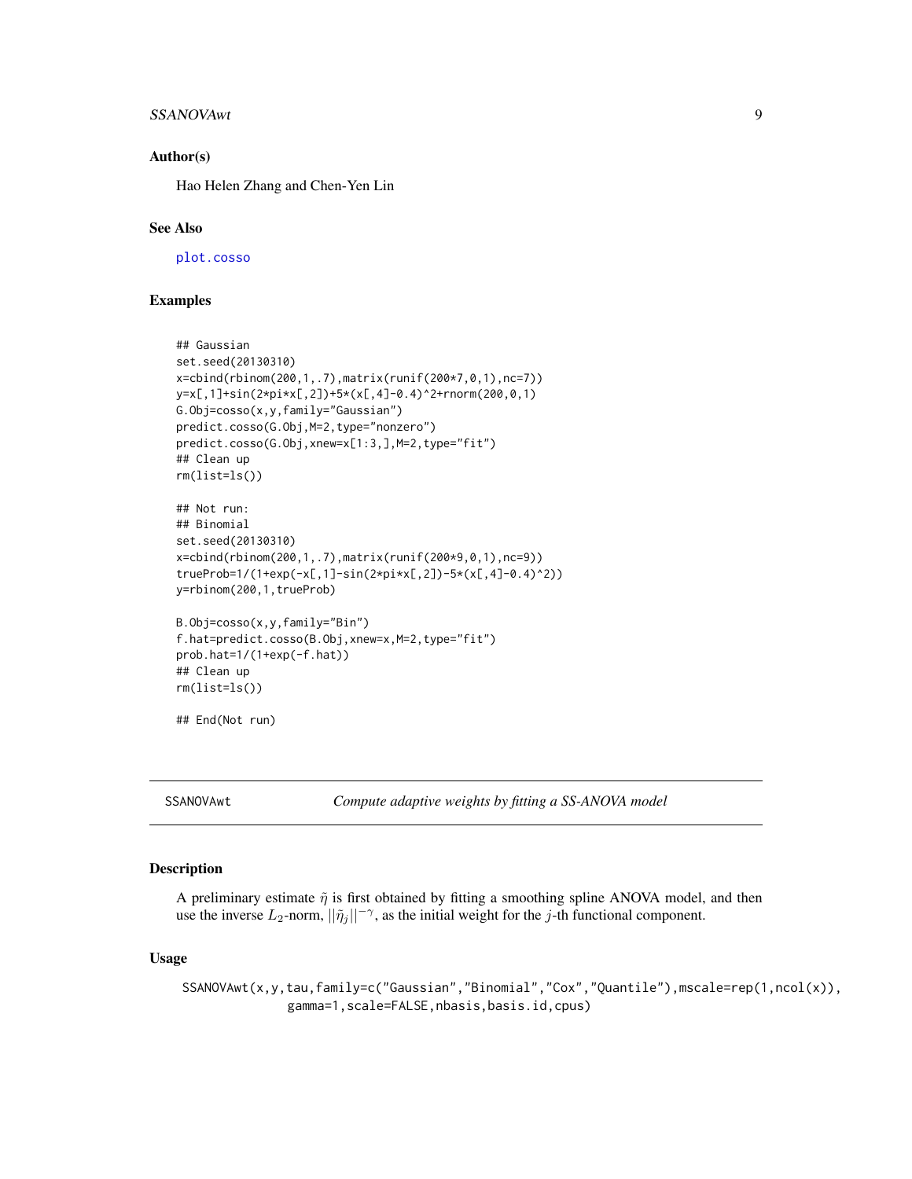## Author(s)

Hao Helen Zhang and Chen-Yen Lin

## See Also

plot.cosso

## Examples

```
## Gaussian
set.seed(20130310)
x=cbind(rbinom(200,1,.7),matrix(runif(200*7,0,1),nc=7))
y=x[,1]+sin(2*pi*x[,2])+5*(x[,4]-0.4)^2+rnorm(200,0,1)
G.Obj=cosso(x,y,family="Gaussian")
predict.cosso(G.Obj,M=2,type="nonzero")
predict.cosso(G.Obj,xnew=x[1:3,],M=2,type="fit")
## Clean up
rm(list=ls())

## Not run:
## Binomial
set.seed(20130310)
x=cbind(rbinom(200,1,.7),matrix(runif(200*9,0,1),nc=9))
trueProb=1/(1+exp(-x[,1]-sin(2*pi*x[,2])-5*(x[,4]-0.4)^2))
y=rbinom(200,1,trueProb)

B.Obj=cosso(x,y,family="Bin")
f.hat=predict.cosso(B.Obj,xnew=x,M=2,type="fit")
prob.hat=1/(1+exp(-f.hat))
## Clean up
rm(list=ls())

## End(Not run)
```

---

# SSANOVAwt — *Compute adaptive weights by fitting a SS-ANOVA model*

## Description

A preliminary estimate $\tilde{\eta}$ is first obtained by fitting a smoothing spline ANOVA model, and then use the inverse $L_2$-norm, $||\tilde{\eta}_j||^{-\gamma}$, as the initial weight for the $j$-th functional component.

## Usage

```
SSANOVAwt(x,y,tau,family=c("Gaussian","Binomial","Cox","Quantile"),mscale=rep(1,ncol(x)),
          gamma=1,scale=FALSE,nbasis,basis.id,cpus)
```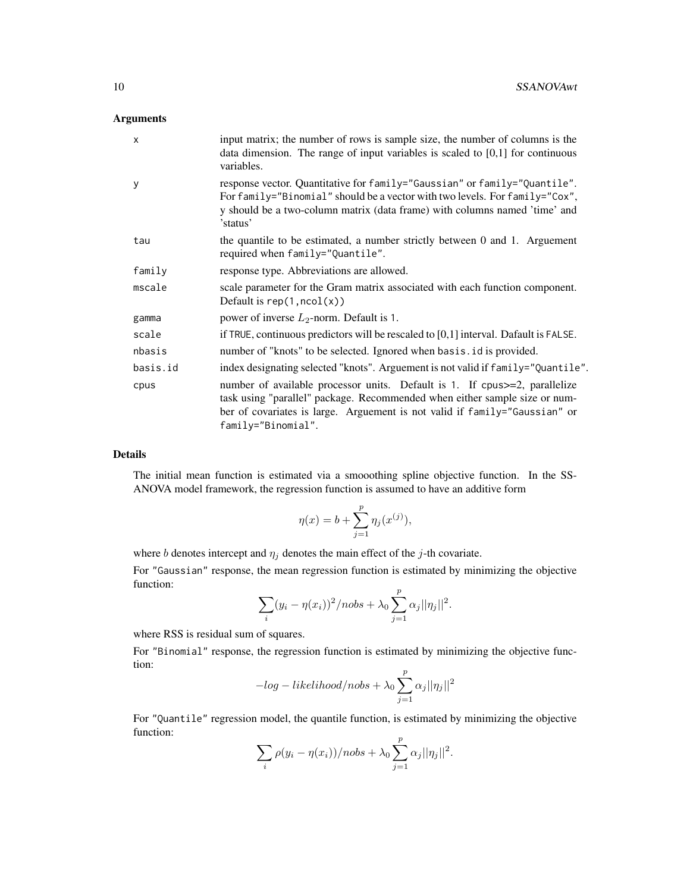## Arguments

| | |
|---|---|
| `x` | input matrix; the number of rows is sample size, the number of columns is the data dimension. The range of input variables is scaled to [0,1] for continuous variables. |
| `y` | response vector. Quantitative for `family="Gaussian"` or `family="Quantile"`. For `family="Binomial"` should be a vector with two levels. For `family="Cox"`, y should be a two-column matrix (data frame) with columns named 'time' and 'status' |
| `tau` | the quantile to be estimated, a number strictly between 0 and 1. Arguement required when `family="Quantile"`. |
| `family` | response type. Abbreviations are allowed. |
| `mscale` | scale parameter for the Gram matrix associated with each function component. Default is `rep(1,ncol(x))` |
| `gamma` | power of inverse $L_2$-norm. Default is 1. |
| `scale` | if `TRUE`, continuous predictors will be rescaled to [0,1] interval. Dafault is `FALSE`. |
| `nbasis` | number of "knots" to be selected. Ignored when `basis.id` is provided. |
| `basis.id` | index designating selected "knots". Arguement is not valid if `family="Quantile"`. |
| `cpus` | number of available processor units. Default is 1. If cpus>=2, parallelize task using "parallel" package. Recommended when either sample size or number of covariates is large. Arguement is not valid if `family="Gaussian"` or `family="Binomial"`. |

## Details

The initial mean function is estimated via a smooothing spline objective function. In the SS-ANOVA model framework, the regression function is assumed to have an additive form

$$\eta(x) = b + \sum_{j=1}^{p} \eta_j(x^{(j)}),$$

where $b$ denotes intercept and $\eta_j$ denotes the main effect of the $j$-th covariate.

For `"Gaussian"` response, the mean regression function is estimated by minimizing the objective function:

$$\sum_i (y_i - \eta(x_i))^2/nobs + \lambda_0 \sum_{j=1}^{p} \alpha_j ||\eta_j||^2.$$

where RSS is residual sum of squares.

For `"Binomial"` response, the regression function is estimated by minimizing the objective function:

$$-log - likelihood/nobs + \lambda_0 \sum_{j=1}^{p} \alpha_j ||\eta_j||^2$$

For `"Quantile"` regression model, the quantile function, is estimated by minimizing the objective function:

$$\sum_i \rho(y_i - \eta(x_i))/nobs + \lambda_0 \sum_{j=1}^{p} \alpha_j ||\eta_j||^2.$$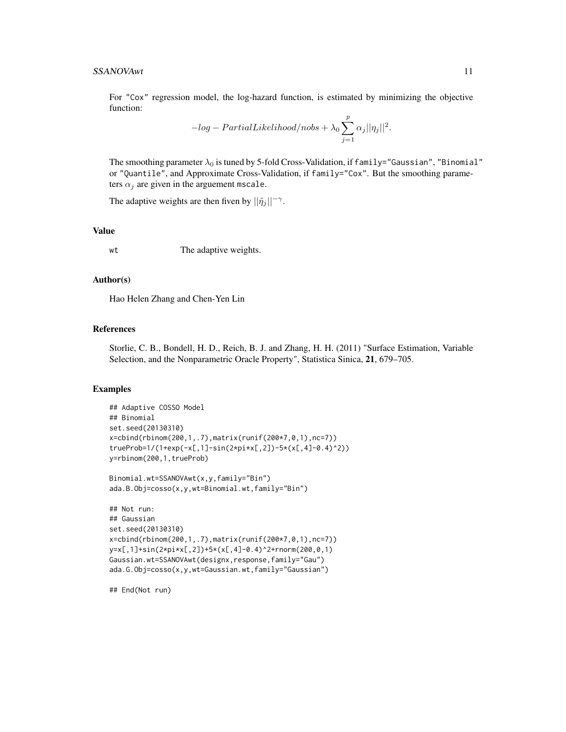For "Cox" regression model, the log-hazard function, is estimated by minimizing the objective function:

$$-log - PartialLikelihood/nobs + \lambda_0 \sum_{j=1}^{p} \alpha_j ||\eta_j||^2.$$

The smoothing parameter $\lambda_0$ is tuned by 5-fold Cross-Validation, if family="Gaussian", "Binomial" or "Quantile", and Approximate Cross-Validation, if family="Cox". But the smoothing parameters $\alpha_j$ are given in the arguement mscale.

The adaptive weights are then fiven by $||\tilde{\eta}_j||^{-\gamma}$.

## Value

wt The adaptive weights.

## Author(s)

Hao Helen Zhang and Chen-Yen Lin

## References

Storlie, C. B., Bondell, H. D., Reich, B. J. and Zhang, H. H. (2011) "Surface Estimation, Variable Selection, and the Nonparametric Oracle Property", Statistica Sinica, **21**, 679–705.

## Examples

```
## Adaptive COSSO Model
## Binomial
set.seed(20130310)
x=cbind(rbinom(200,1,.7),matrix(runif(200*7,0,1),nc=7))
trueProb=1/(1+exp(-x[,1]-sin(2*pi*x[,2])-5*(x[,4]-0.4)^2))
y=rbinom(200,1,trueProb)

Binomial.wt=SSANOVAwt(x,y,family="Bin")
ada.B.Obj=cosso(x,y,wt=Binomial.wt,family="Bin")

## Not run:
## Gaussian
set.seed(20130310)
x=cbind(rbinom(200,1,.7),matrix(runif(200*7,0,1),nc=7))
y=x[,1]+sin(2*pi*x[,2])+5*(x[,4]-0.4)^2+rnorm(200,0,1)
Gaussian.wt=SSANOVAwt(designx,response,family="Gau")
ada.G.Obj=cosso(x,y,wt=Gaussian.wt,family="Gaussian")

## End(Not run)
```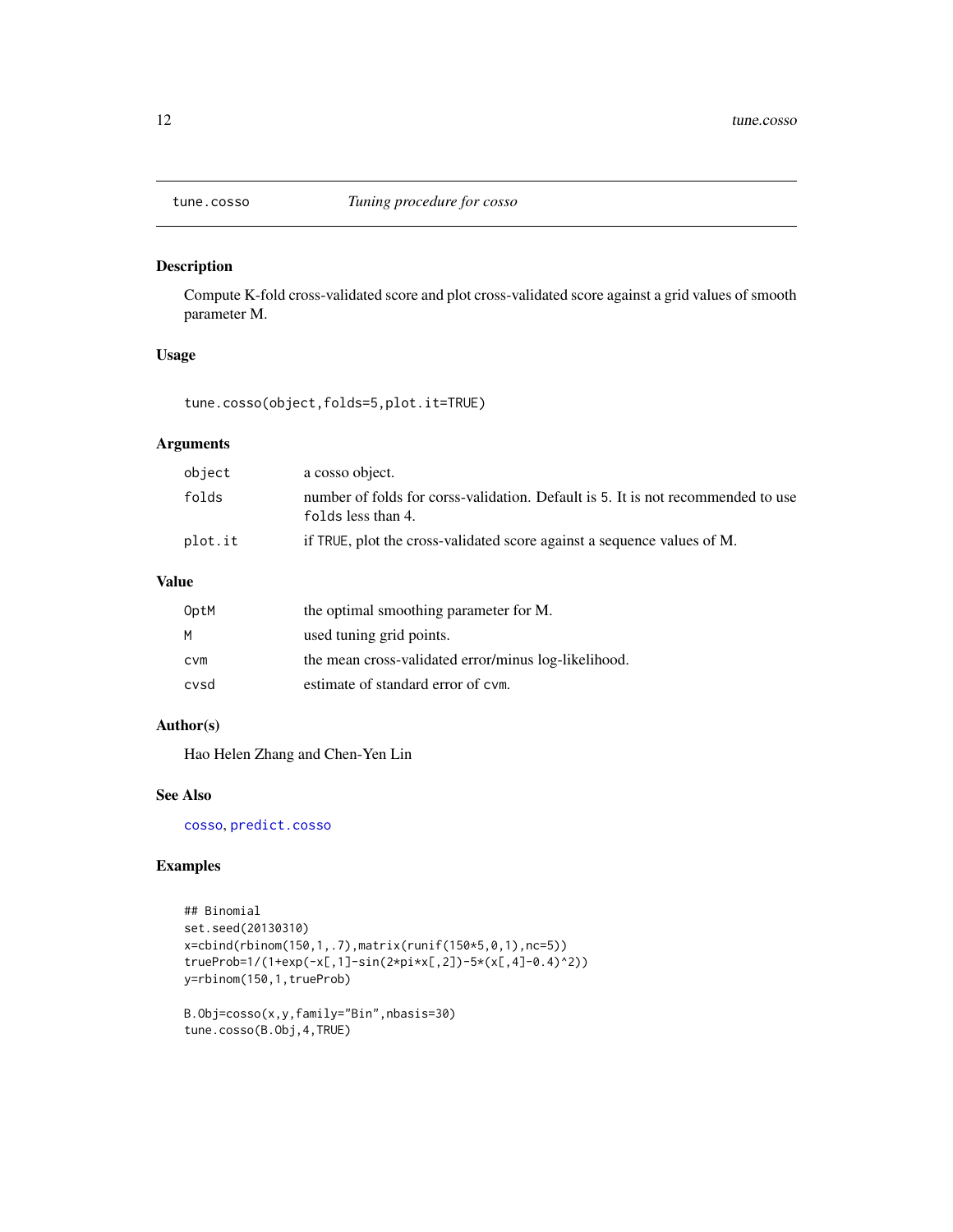## tune.cosso — *Tuning procedure for cosso*

### Description

Compute K-fold cross-validated score and plot cross-validated score against a grid values of smooth parameter M.

### Usage

```
tune.cosso(object,folds=5,plot.it=TRUE)
```

### Arguments

| | |
|---|---|
| `object` | a cosso object. |
| `folds` | number of folds for corss-validation. Default is 5. It is not recommended to use `folds` less than 4. |
| `plot.it` | if `TRUE`, plot the cross-validated score against a sequence values of M. |

### Value

| | |
|---|---|
| `OptM` | the optimal smoothing parameter for M. |
| `M` | used tuning grid points. |
| `cvm` | the mean cross-validated error/minus log-likelihood. |
| `cvsd` | estimate of standard error of `cvm`. |

### Author(s)

Hao Helen Zhang and Chen-Yen Lin

### See Also

`cosso`, `predict.cosso`

### Examples

```
## Binomial
set.seed(20130310)
x=cbind(rbinom(150,1,.7),matrix(runif(150*5,0,1),nc=5))
trueProb=1/(1+exp(-x[,1]-sin(2*pi*x[,2])-5*(x[,4]-0.4)^2))
y=rbinom(150,1,trueProb)

B.Obj=cosso(x,y,family="Bin",nbasis=30)
tune.cosso(B.Obj,4,TRUE)
```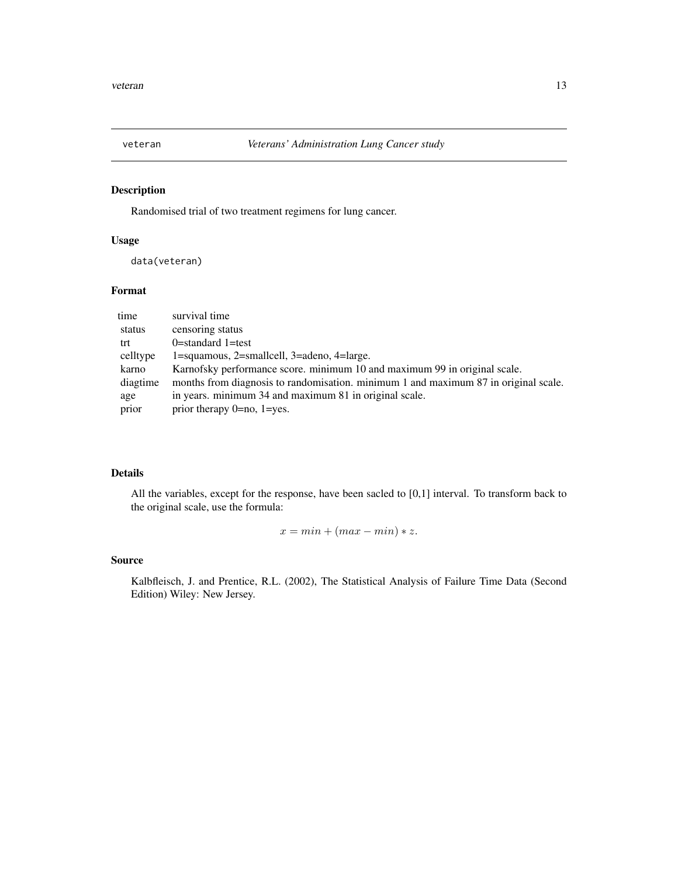## veteran — *Veterans' Administration Lung Cancer study*

### Description

Randomised trial of two treatment regimens for lung cancer.

### Usage

```
data(veteran)
```

### Format

| | |
|---|---|
| time | survival time |
| status | censoring status |
| trt | 0=standard 1=test |
| celltype | 1=squamous, 2=smallcell, 3=adeno, 4=large. |
| karno | Karnofsky performance score. minimum 10 and maximum 99 in original scale. |
| diagtime | months from diagnosis to randomisation. minimum 1 and maximum 87 in original scale. |
| age | in years. minimum 34 and maximum 81 in original scale. |
| prior | prior therapy 0=no, 1=yes. |

### Details

All the variables, except for the response, have been sacled to [0,1] interval. To transform back to the original scale, use the formula:

$$x = min + (max - min) * z.$$

### Source

Kalbfleisch, J. and Prentice, R.L. (2002), The Statistical Analysis of Failure Time Data (Second Edition) Wiley: New Jersey.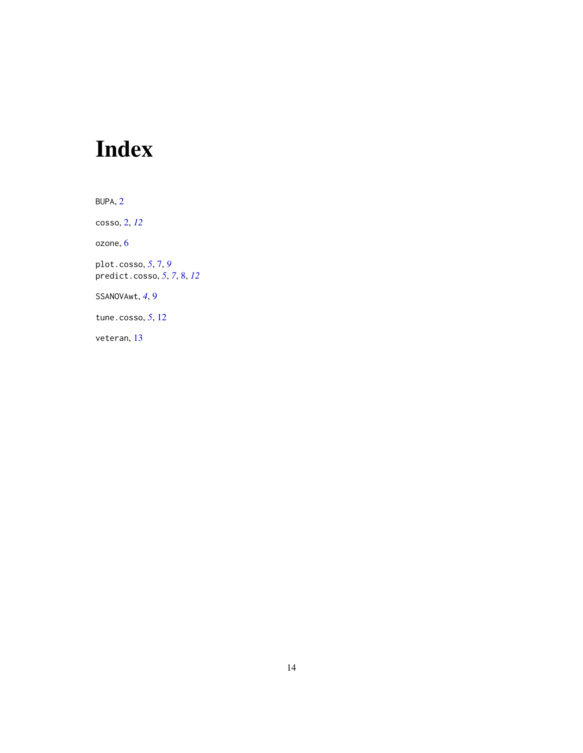# Index

BUPA, 2

cosso, 2, *12*

ozone, 6

plot.cosso, *5*, 7, *9*
predict.cosso, *5*, *7*, 8, *12*

SSANOVAwt, *4*, 9

tune.cosso, *5*, 12

veteran, 13